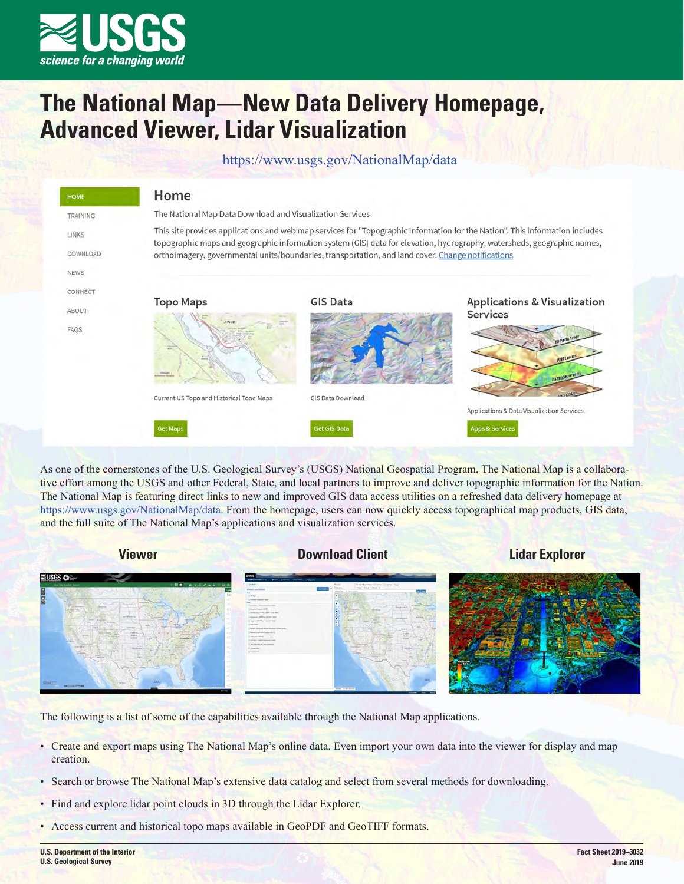# The National Map—New Data Delivery Homepage, Advanced Viewer, Lidar Visualization

https://www.usgs.gov/NationalMap/data

As one of the cornerstones of the U.S. Geological Survey's (USGS) National Geospatial Program, The National Map is a collaborative effort among the USGS and other Federal, State, and local partners to improve and deliver topographic information for the Nation. The National Map is featuring direct links to new and improved GIS data access utilities on a refreshed data delivery homepage at https://www.usgs.gov/NationalMap/data. From the homepage, users can now quickly access topographical map products, GIS data, and the full suite of The National Map's applications and visualization services.

**Viewer** | **Download Client** | **Lidar Explorer**

The following is a list of some of the capabilities available through the National Map applications.

- Create and export maps using The National Map's online data. Even import your own data into the viewer for display and map creation.
- Search or browse The National Map's extensive data catalog and select from several methods for downloading.
- Find and explore lidar point clouds in 3D through the Lidar Explorer.
- Access current and historical topo maps available in GeoPDF and GeoTIFF formats.

U.S. Department of the Interior
U.S. Geological Survey

Fact Sheet 2019–3032
June 2019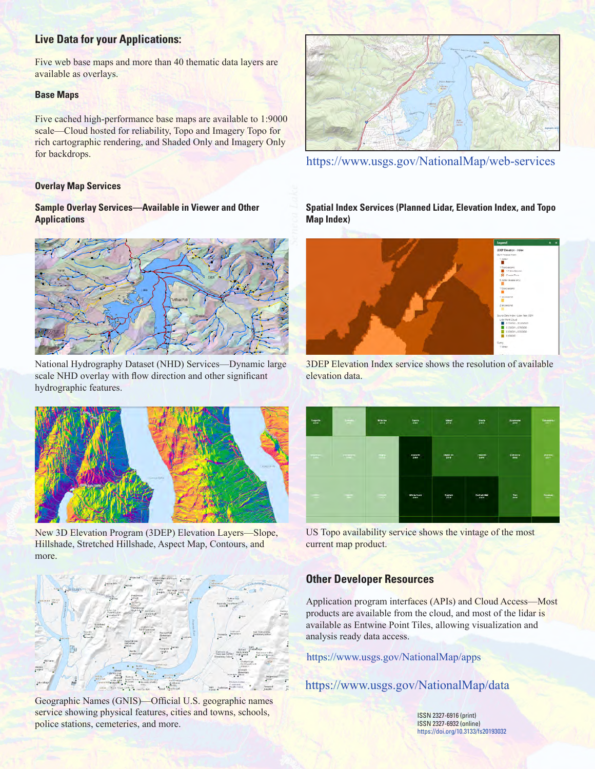## Live Data for your Applications:

Five web base maps and more than 40 thematic data layers are available as overlays.

### Base Maps

Five cached high-performance base maps are available to 1:9000 scale—Cloud hosted for reliability, Topo and Imagery Topo for rich cartographic rendering, and Shaded Only and Imagery Only for backdrops.

https://www.usgs.gov/NationalMap/web-services

### Overlay Map Services

#### Sample Overlay Services—Available in Viewer and Other Applications

National Hydrography Dataset (NHD) Services—Dynamic large scale NHD overlay with flow direction and other significant hydrographic features.

New 3D Elevation Program (3DEP) Elevation Layers—Slope, Hillshade, Stretched Hillshade, Aspect Map, Contours, and more.

Geographic Names (GNIS)—Official U.S. geographic names service showing physical features, cities and towns, schools, police stations, cemeteries, and more.

#### Spatial Index Services (Planned Lidar, Elevation Index, and Topo Map Index)

3DEP Elevation Index service shows the resolution of available elevation data.

US Topo availability service shows the vintage of the most current map product.

### Other Developer Resources

Application program interfaces (APIs) and Cloud Access—Most products are available from the cloud, and most of the lidar is available as Entwine Point Tiles, allowing visualization and analysis ready data access.

https://www.usgs.gov/NationalMap/apps

https://www.usgs.gov/NationalMap/data

ISSN 2327-6916 (print)
ISSN 2327-6932 (online)
https://doi.org/10.3133/fs20193032